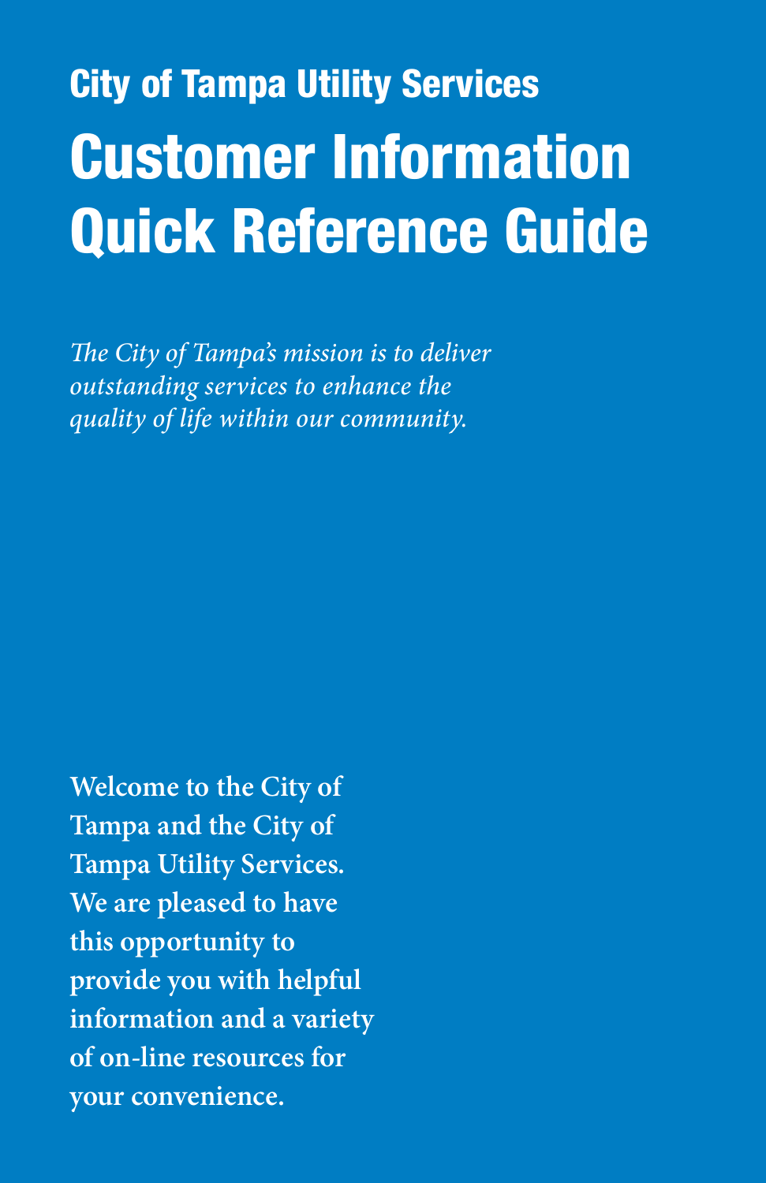## City of Tampa Utility Services

# Customer Information Quick Reference Guide

*The City of Tampa's mission is to deliver outstanding services to enhance the quality of life within our community.*

**Welcome to the City of Tampa and the City of Tampa Utility Services. We are pleased to have this opportunity to provide you with helpful information and a variety of on-line resources for your convenience.**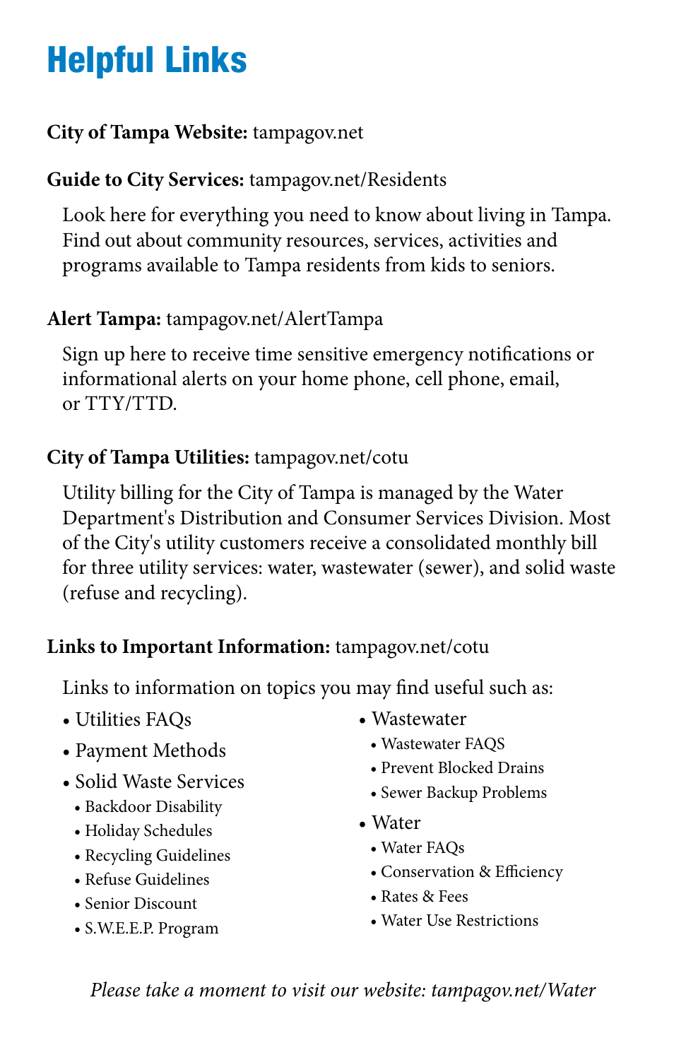# Helpful Links

**City of Tampa Website:** tampagov.net

**Guide to City Services:** tampagov.net/Residents

Look here for everything you need to know about living in Tampa. Find out about community resources, services, activities and programs available to Tampa residents from kids to seniors.

**Alert Tampa:** tampagov.net/AlertTampa

Sign up here to receive time sensitive emergency notifications or informational alerts on your home phone, cell phone, email, or TTY/TTD.

**City of Tampa Utilities:** tampagov.net/cotu

Utility billing for the City of Tampa is managed by the Water Department's Distribution and Consumer Services Division. Most of the City's utility customers receive a consolidated monthly bill for three utility services: water, wastewater (sewer), and solid waste (refuse and recycling).

**Links to Important Information:** tampagov.net/cotu

Links to information on topics you may find useful such as:

- Utilities FAQs
- Payment Methods
- Solid Waste Services
  - Backdoor Disability
  - Holiday Schedules
  - Recycling Guidelines
  - Refuse Guidelines
  - Senior Discount
  - S.W.E.E.P. Program
- Wastewater
  - Wastewater FAQS
  - Prevent Blocked Drains
  - Sewer Backup Problems
- Water
  - Water FAQs
  - Conservation & Efficiency
  - Rates & Fees
  - Water Use Restrictions

*Please take a moment to visit our website: tampagov.net/Water*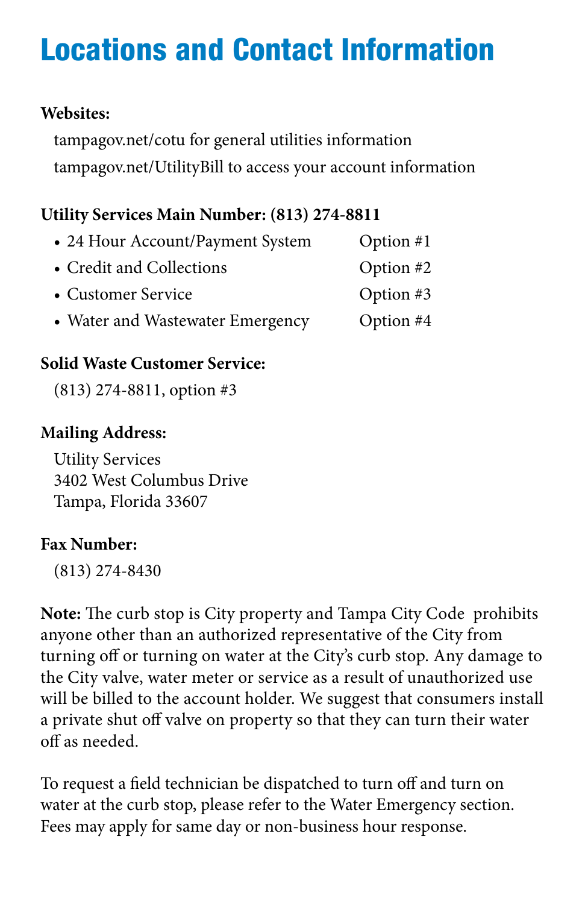# Locations and Contact Information

**Websites:**

tampagov.net/cotu for general utilities information

tampagov.net/UtilityBill to access your account information

**Utility Services Main Number: (813) 274-8811**

- 24 Hour Account/Payment System — Option #1
- Credit and Collections — Option #2
- Customer Service — Option #3
- Water and Wastewater Emergency — Option #4

**Solid Waste Customer Service:**

(813) 274-8811, option #3

**Mailing Address:**

Utility Services
3402 West Columbus Drive
Tampa, Florida 33607

**Fax Number:**

(813) 274-8430

**Note:** The curb stop is City property and Tampa City Code prohibits anyone other than an authorized representative of the City from turning off or turning on water at the City's curb stop. Any damage to the City valve, water meter or service as a result of unauthorized use will be billed to the account holder. We suggest that consumers install a private shut off valve on property so that they can turn their water off as needed.

To request a field technician be dispatched to turn off and turn on water at the curb stop, please refer to the Water Emergency section. Fees may apply for same day or non-business hour response.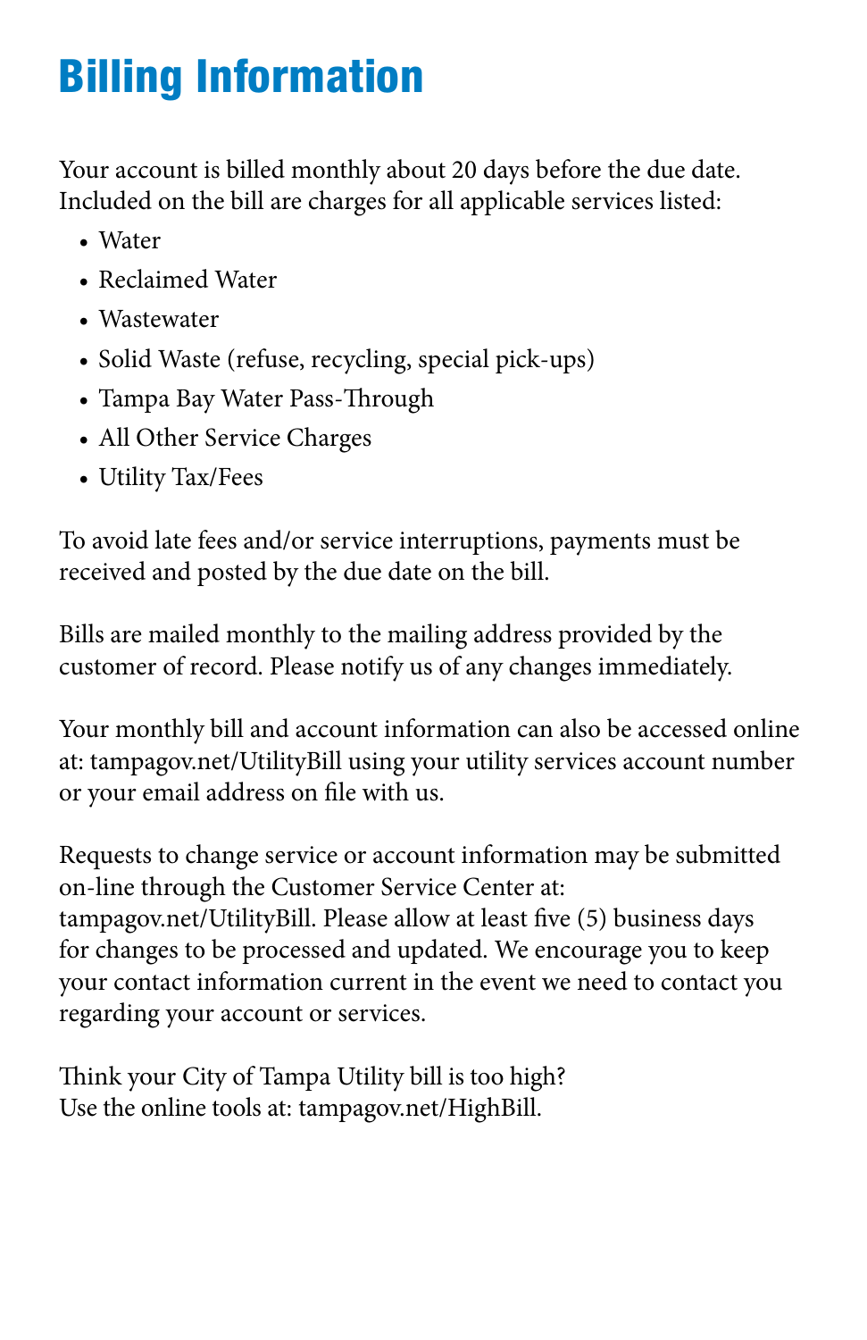# Billing Information

Your account is billed monthly about 20 days before the due date. Included on the bill are charges for all applicable services listed:

- Water
- Reclaimed Water
- Wastewater
- Solid Waste (refuse, recycling, special pick-ups)
- Tampa Bay Water Pass-Through
- All Other Service Charges
- Utility Tax/Fees

To avoid late fees and/or service interruptions, payments must be received and posted by the due date on the bill.

Bills are mailed monthly to the mailing address provided by the customer of record. Please notify us of any changes immediately.

Your monthly bill and account information can also be accessed online at: tampagov.net/UtilityBill using your utility services account number or your email address on file with us.

Requests to change service or account information may be submitted on-line through the Customer Service Center at: tampagov.net/UtilityBill. Please allow at least five (5) business days for changes to be processed and updated. We encourage you to keep your contact information current in the event we need to contact you regarding your account or services.

Think your City of Tampa Utility bill is too high?
Use the online tools at: tampagov.net/HighBill.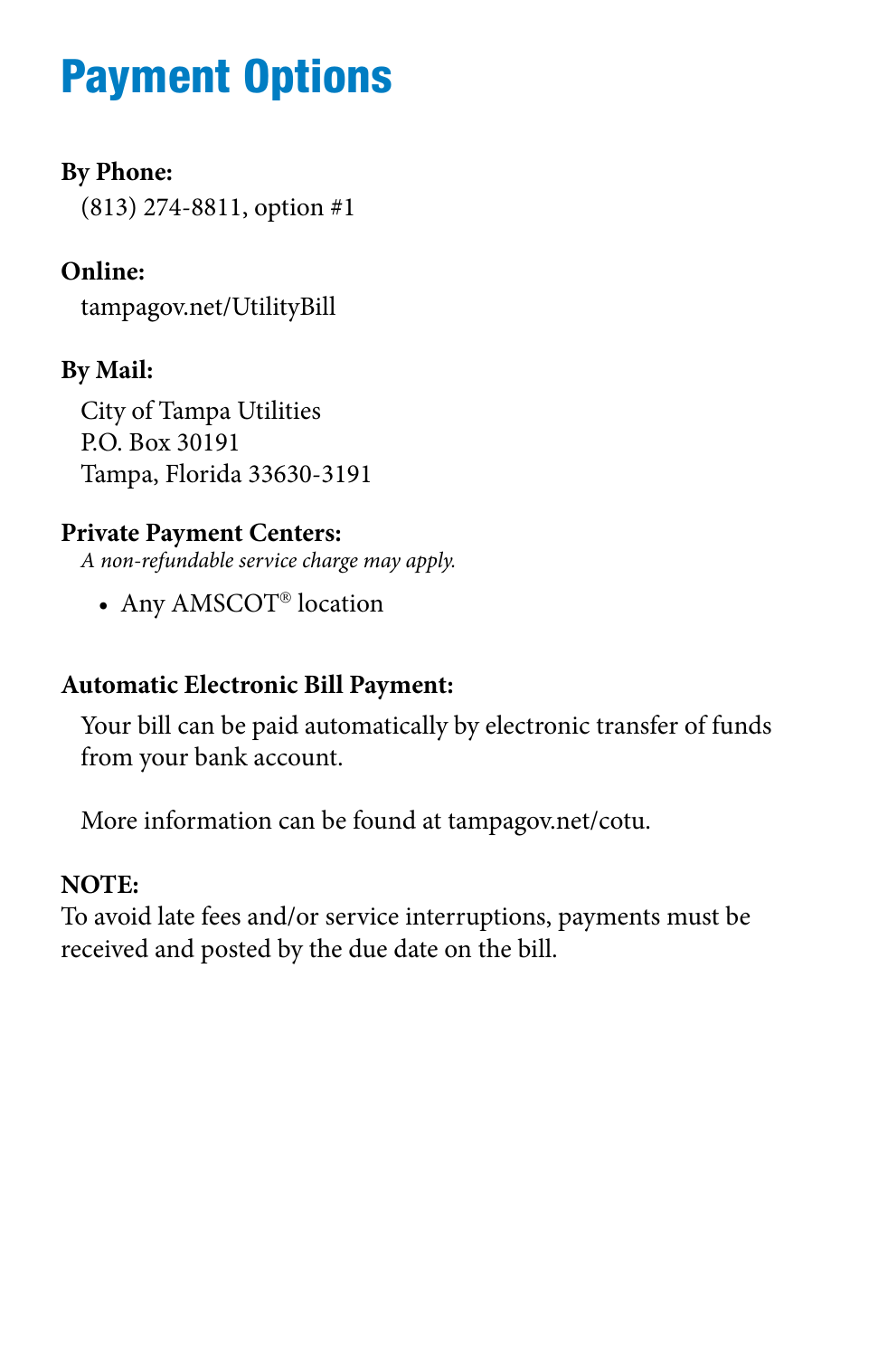# Payment Options

**By Phone:**

(813) 274-8811, option #1

**Online:**

tampagov.net/UtilityBill

**By Mail:**

City of Tampa Utilities
P.O. Box 30191
Tampa, Florida 33630-3191

**Private Payment Centers:**

*A non-refundable service charge may apply.*

- Any AMSCOT® location

**Automatic Electronic Bill Payment:**

Your bill can be paid automatically by electronic transfer of funds from your bank account.

More information can be found at tampagov.net/cotu.

**NOTE:**
To avoid late fees and/or service interruptions, payments must be received and posted by the due date on the bill.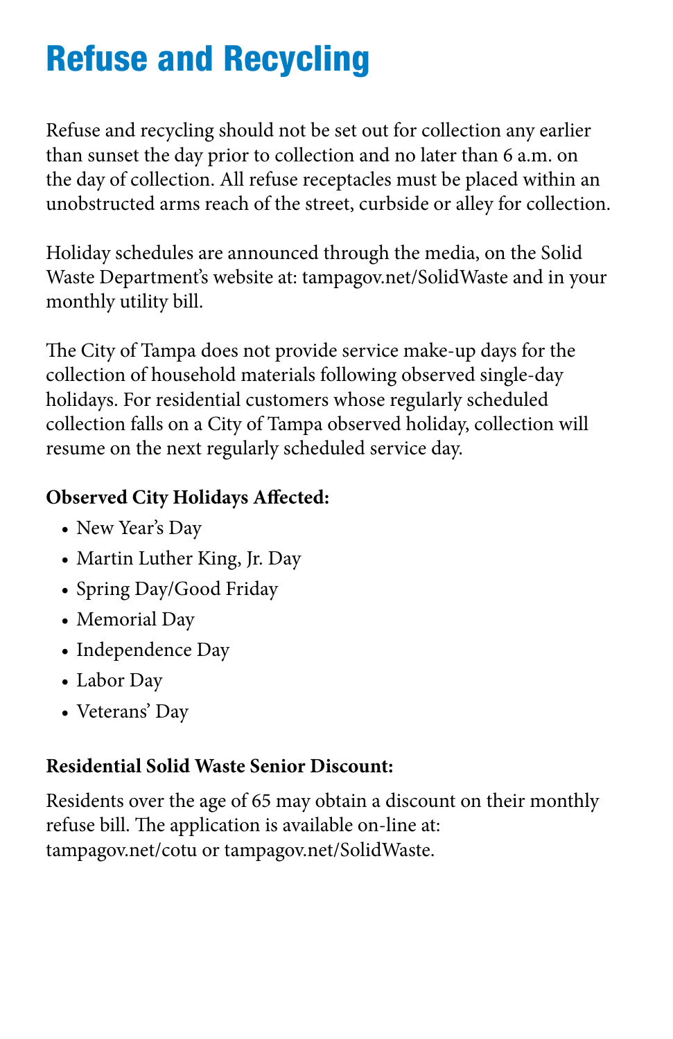# Refuse and Recycling

Refuse and recycling should not be set out for collection any earlier than sunset the day prior to collection and no later than 6 a.m. on the day of collection. All refuse receptacles must be placed within an unobstructed arms reach of the street, curbside or alley for collection.

Holiday schedules are announced through the media, on the Solid Waste Department's website at: tampagov.net/SolidWaste and in your monthly utility bill.

The City of Tampa does not provide service make-up days for the collection of household materials following observed single-day holidays. For residential customers whose regularly scheduled collection falls on a City of Tampa observed holiday, collection will resume on the next regularly scheduled service day.

**Observed City Holidays Affected:**

- New Year's Day
- Martin Luther King, Jr. Day
- Spring Day/Good Friday
- Memorial Day
- Independence Day
- Labor Day
- Veterans' Day

**Residential Solid Waste Senior Discount:**

Residents over the age of 65 may obtain a discount on their monthly refuse bill. The application is available on-line at: tampagov.net/cotu or tampagov.net/SolidWaste.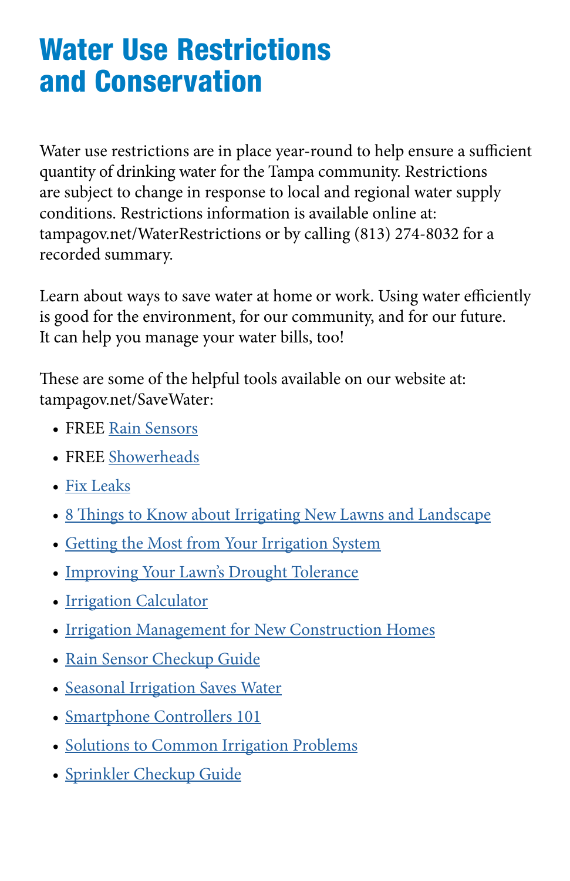# Water Use Restrictions and Conservation

Water use restrictions are in place year-round to help ensure a sufficient quantity of drinking water for the Tampa community. Restrictions are subject to change in response to local and regional water supply conditions. Restrictions information is available online at: tampagov.net/WaterRestrictions or by calling (813) 274-8032 for a recorded summary.

Learn about ways to save water at home or work. Using water efficiently is good for the environment, for our community, and for our future. It can help you manage your water bills, too!

These are some of the helpful tools available on our website at: tampagov.net/SaveWater:

- FREE Rain Sensors
- FREE Showerheads
- Fix Leaks
- 8 Things to Know about Irrigating New Lawns and Landscape
- Getting the Most from Your Irrigation System
- Improving Your Lawn's Drought Tolerance
- Irrigation Calculator
- Irrigation Management for New Construction Homes
- Rain Sensor Checkup Guide
- Seasonal Irrigation Saves Water
- Smartphone Controllers 101
- Solutions to Common Irrigation Problems
- Sprinkler Checkup Guide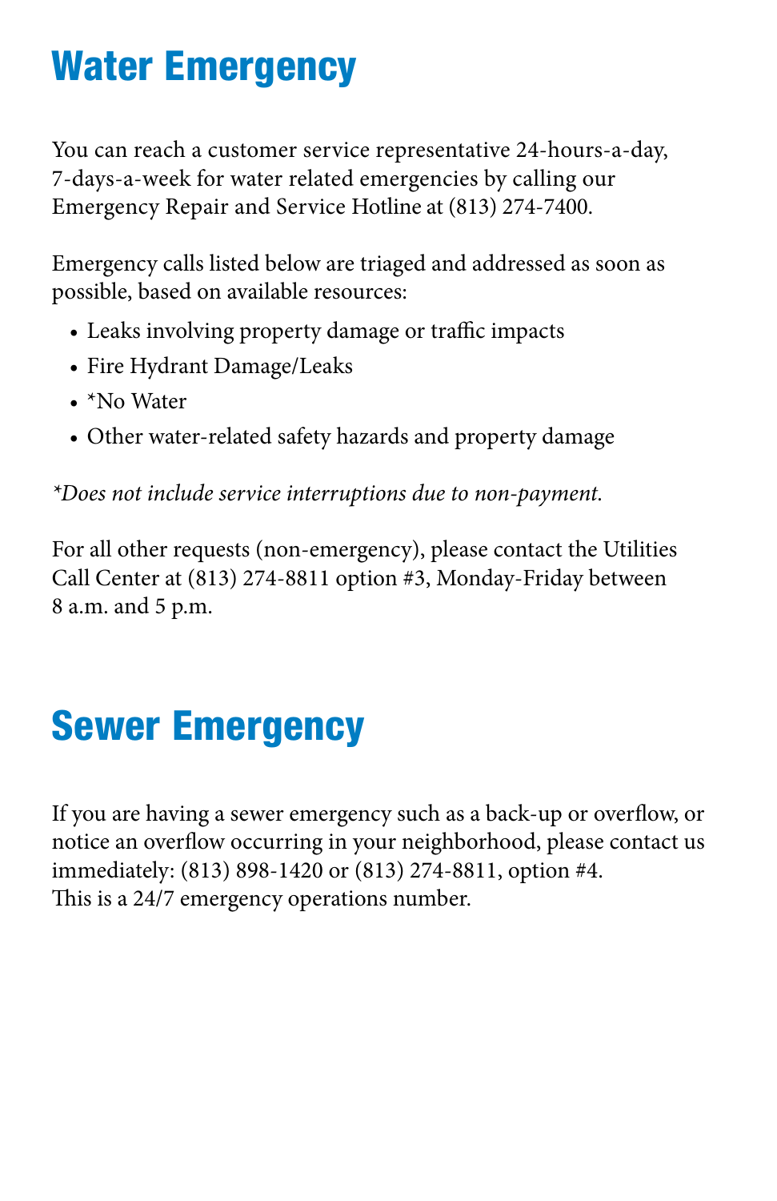# Water Emergency

You can reach a customer service representative 24-hours-a-day, 7-days-a-week for water related emergencies by calling our Emergency Repair and Service Hotline at (813) 274-7400.

Emergency calls listed below are triaged and addressed as soon as possible, based on available resources:

- Leaks involving property damage or traffic impacts
- Fire Hydrant Damage/Leaks
- *No Water
- Other water-related safety hazards and property damage

*\*Does not include service interruptions due to non-payment.*

For all other requests (non-emergency), please contact the Utilities Call Center at (813) 274-8811 option #3, Monday-Friday between 8 a.m. and 5 p.m.

# Sewer Emergency

If you are having a sewer emergency such as a back-up or overflow, or notice an overflow occurring in your neighborhood, please contact us immediately: (813) 898-1420 or (813) 274-8811, option #4. This is a 24/7 emergency operations number.